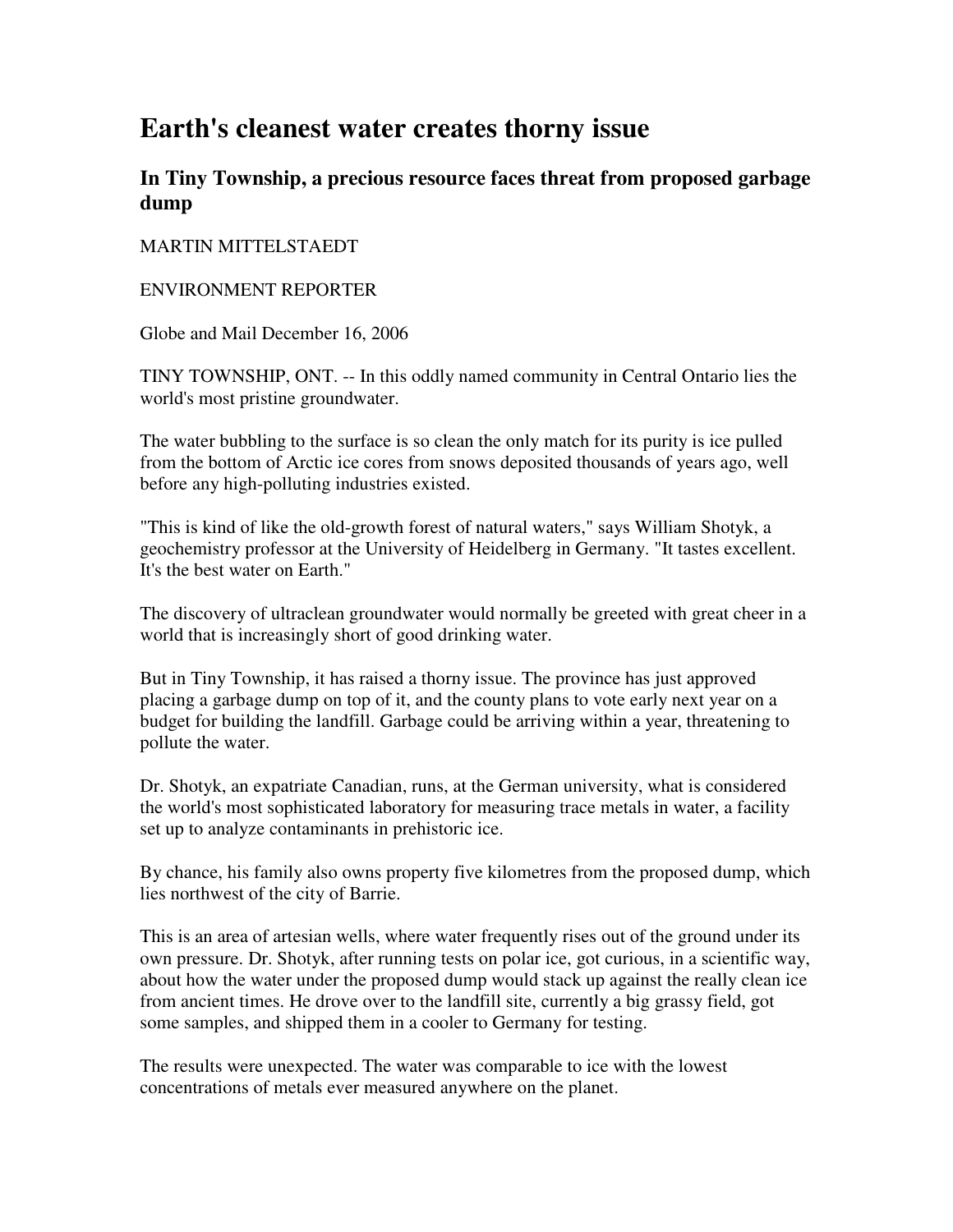# Earth's cleanest water creates thorny issue

## In Tiny Township, a precious resource faces threat from proposed garbage dump

MARTIN MITTELSTAEDT

ENVIRONMENT REPORTER

Globe and Mail December 16, 2006

TINY TOWNSHIP, ONT. -- In this oddly named community in Central Ontario lies the world's most pristine groundwater.

The water bubbling to the surface is so clean the only match for its purity is ice pulled from the bottom of Arctic ice cores from snows deposited thousands of years ago, well before any high-polluting industries existed.

"This is kind of like the old-growth forest of natural waters," says William Shotyk, a geochemistry professor at the University of Heidelberg in Germany. "It tastes excellent. It's the best water on Earth."

The discovery of ultraclean groundwater would normally be greeted with great cheer in a world that is increasingly short of good drinking water.

But in Tiny Township, it has raised a thorny issue. The province has just approved placing a garbage dump on top of it, and the county plans to vote early next year on a budget for building the landfill. Garbage could be arriving within a year, threatening to pollute the water.

Dr. Shotyk, an expatriate Canadian, runs, at the German university, what is considered the world's most sophisticated laboratory for measuring trace metals in water, a facility set up to analyze contaminants in prehistoric ice.

By chance, his family also owns property five kilometres from the proposed dump, which lies northwest of the city of Barrie.

This is an area of artesian wells, where water frequently rises out of the ground under its own pressure. Dr. Shotyk, after running tests on polar ice, got curious, in a scientific way, about how the water under the proposed dump would stack up against the really clean ice from ancient times. He drove over to the landfill site, currently a big grassy field, got some samples, and shipped them in a cooler to Germany for testing.

The results were unexpected. The water was comparable to ice with the lowest concentrations of metals ever measured anywhere on the planet.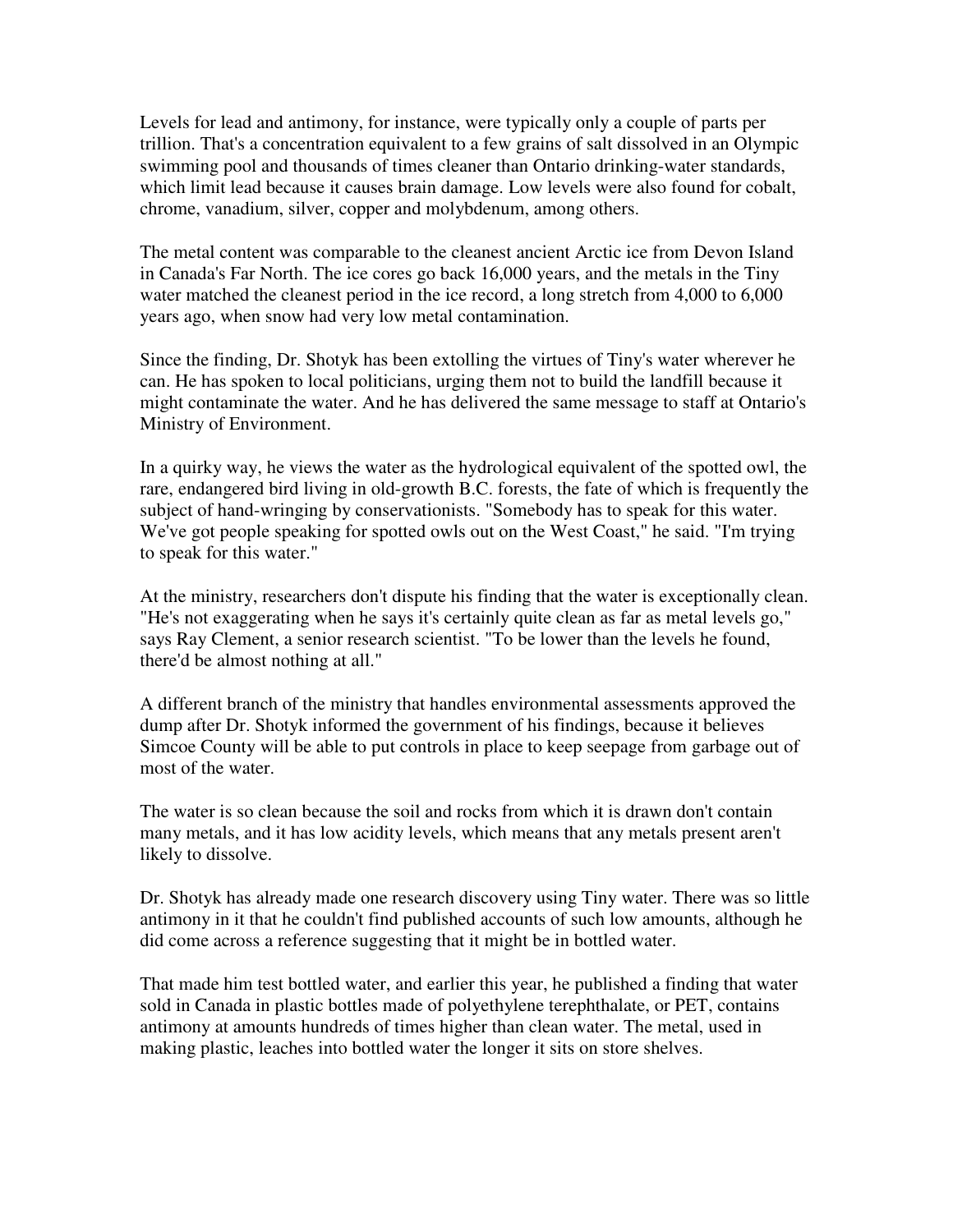Levels for lead and antimony, for instance, were typically only a couple of parts per trillion. That's a concentration equivalent to a few grains of salt dissolved in an Olympic swimming pool and thousands of times cleaner than Ontario drinking-water standards, which limit lead because it causes brain damage. Low levels were also found for cobalt, chrome, vanadium, silver, copper and molybdenum, among others.

The metal content was comparable to the cleanest ancient Arctic ice from Devon Island in Canada's Far North. The ice cores go back 16,000 years, and the metals in the Tiny water matched the cleanest period in the ice record, a long stretch from 4,000 to 6,000 years ago, when snow had very low metal contamination.

Since the finding, Dr. Shotyk has been extolling the virtues of Tiny's water wherever he can. He has spoken to local politicians, urging them not to build the landfill because it might contaminate the water. And he has delivered the same message to staff at Ontario's Ministry of Environment.

In a quirky way, he views the water as the hydrological equivalent of the spotted owl, the rare, endangered bird living in old-growth B.C. forests, the fate of which is frequently the subject of hand-wringing by conservationists. "Somebody has to speak for this water. We've got people speaking for spotted owls out on the West Coast," he said. "I'm trying to speak for this water."

At the ministry, researchers don't dispute his finding that the water is exceptionally clean. "He's not exaggerating when he says it's certainly quite clean as far as metal levels go," says Ray Clement, a senior research scientist. "To be lower than the levels he found, there'd be almost nothing at all."

A different branch of the ministry that handles environmental assessments approved the dump after Dr. Shotyk informed the government of his findings, because it believes Simcoe County will be able to put controls in place to keep seepage from garbage out of most of the water.

The water is so clean because the soil and rocks from which it is drawn don't contain many metals, and it has low acidity levels, which means that any metals present aren't likely to dissolve.

Dr. Shotyk has already made one research discovery using Tiny water. There was so little antimony in it that he couldn't find published accounts of such low amounts, although he did come across a reference suggesting that it might be in bottled water.

That made him test bottled water, and earlier this year, he published a finding that water sold in Canada in plastic bottles made of polyethylene terephthalate, or PET, contains antimony at amounts hundreds of times higher than clean water. The metal, used in making plastic, leaches into bottled water the longer it sits on store shelves.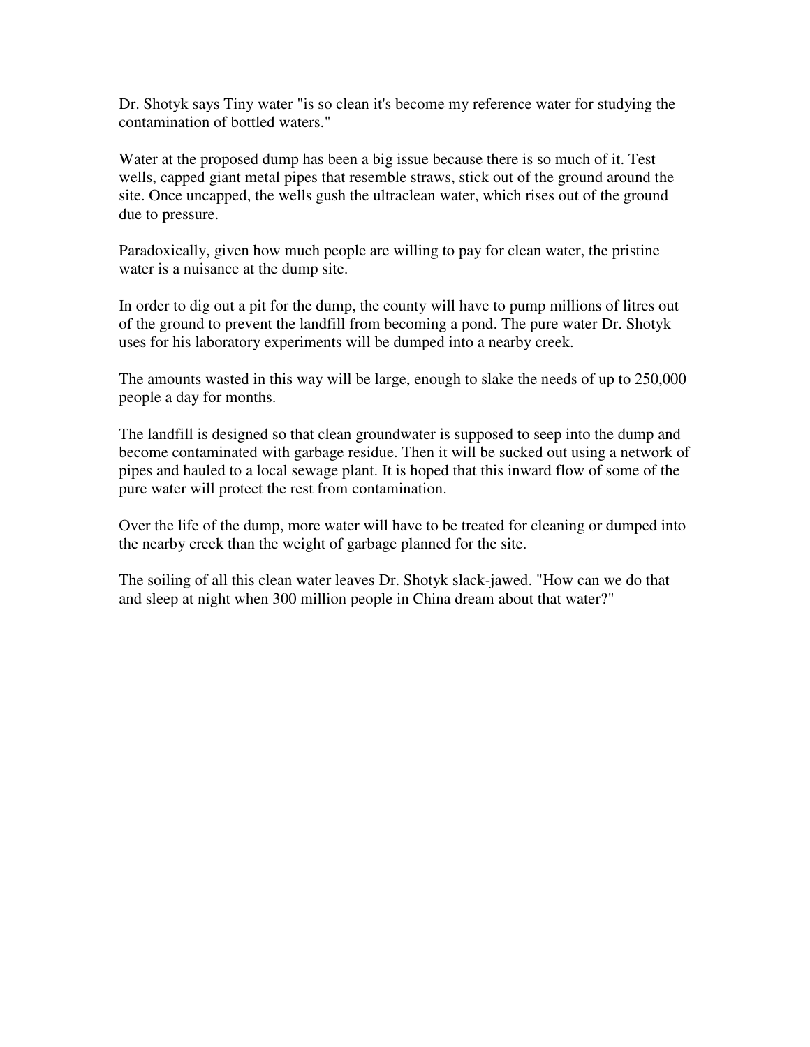Dr. Shotyk says Tiny water "is so clean it's become my reference water for studying the contamination of bottled waters."

Water at the proposed dump has been a big issue because there is so much of it. Test wells, capped giant metal pipes that resemble straws, stick out of the ground around the site. Once uncapped, the wells gush the ultraclean water, which rises out of the ground due to pressure.

Paradoxically, given how much people are willing to pay for clean water, the pristine water is a nuisance at the dump site.

In order to dig out a pit for the dump, the county will have to pump millions of litres out of the ground to prevent the landfill from becoming a pond. The pure water Dr. Shotyk uses for his laboratory experiments will be dumped into a nearby creek.

The amounts wasted in this way will be large, enough to slake the needs of up to 250,000 people a day for months.

The landfill is designed so that clean groundwater is supposed to seep into the dump and become contaminated with garbage residue. Then it will be sucked out using a network of pipes and hauled to a local sewage plant. It is hoped that this inward flow of some of the pure water will protect the rest from contamination.

Over the life of the dump, more water will have to be treated for cleaning or dumped into the nearby creek than the weight of garbage planned for the site.

The soiling of all this clean water leaves Dr. Shotyk slack-jawed. "How can we do that and sleep at night when 300 million people in China dream about that water?"